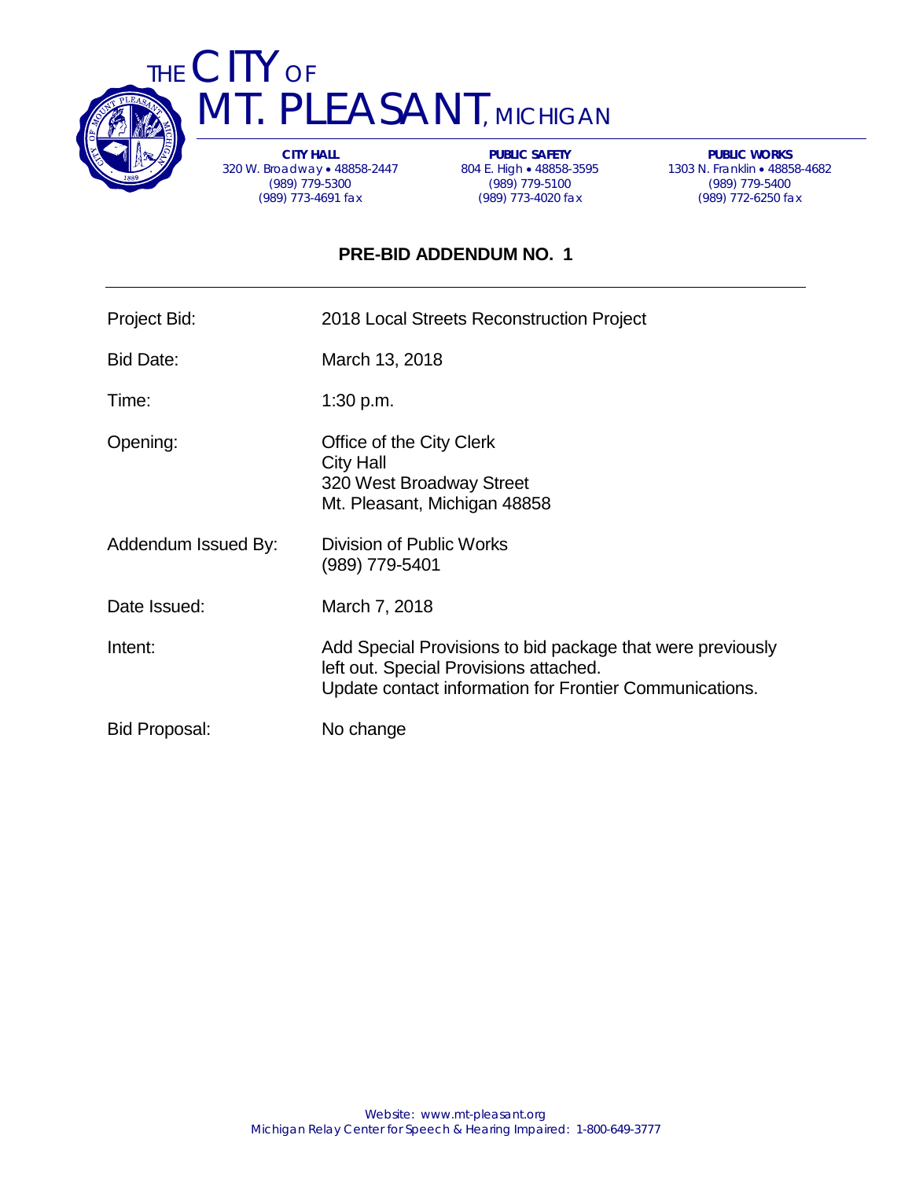# THE CITY OF MT. PLEASANT, MICHIGAN

**CITY HALL**
320 W. Broadway • 48858-2447
(989) 779-5300
(989) 773-4691 fax

**PUBLIC SAFETY**
804 E. High • 48858-3595
(989) 779-5100
(989) 773-4020 fax

**PUBLIC WORKS**
1303 N. Franklin • 48858-4682
(989) 779-5400
(989) 772-6250 fax

## PRE-BID ADDENDUM NO. 1

| | |
|---|---|
| Project Bid: | 2018 Local Streets Reconstruction Project |
| Bid Date: | March 13, 2018 |
| Time: | 1:30 p.m. |
| Opening: | Office of the City Clerk<br>City Hall<br>320 West Broadway Street<br>Mt. Pleasant, Michigan 48858 |
| Addendum Issued By: | Division of Public Works<br>(989) 779-5401 |
| Date Issued: | March 7, 2018 |
| Intent: | Add Special Provisions to bid package that were previously left out. Special Provisions attached.<br>Update contact information for Frontier Communications. |
| Bid Proposal: | No change |

Website: www.mt-pleasant.org
Michigan Relay Center for Speech & Hearing Impaired: 1-800-649-3777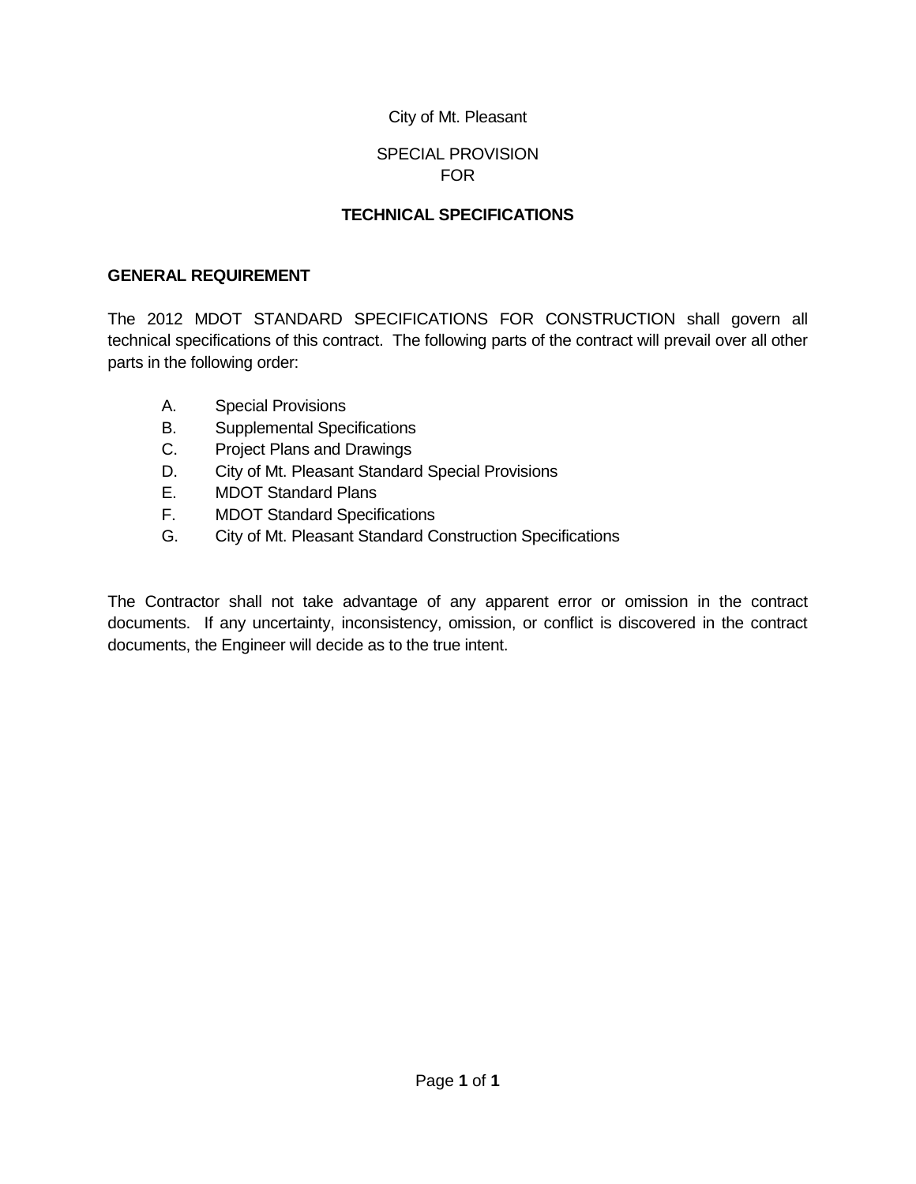City of Mt. Pleasant

SPECIAL PROVISION
FOR

**TECHNICAL SPECIFICATIONS**

**GENERAL REQUIREMENT**

The 2012 MDOT STANDARD SPECIFICATIONS FOR CONSTRUCTION shall govern all technical specifications of this contract. The following parts of the contract will prevail over all other parts in the following order:

A. Special Provisions
B. Supplemental Specifications
C. Project Plans and Drawings
D. City of Mt. Pleasant Standard Special Provisions
E. MDOT Standard Plans
F. MDOT Standard Specifications
G. City of Mt. Pleasant Standard Construction Specifications

The Contractor shall not take advantage of any apparent error or omission in the contract documents. If any uncertainty, inconsistency, omission, or conflict is discovered in the contract documents, the Engineer will decide as to the true intent.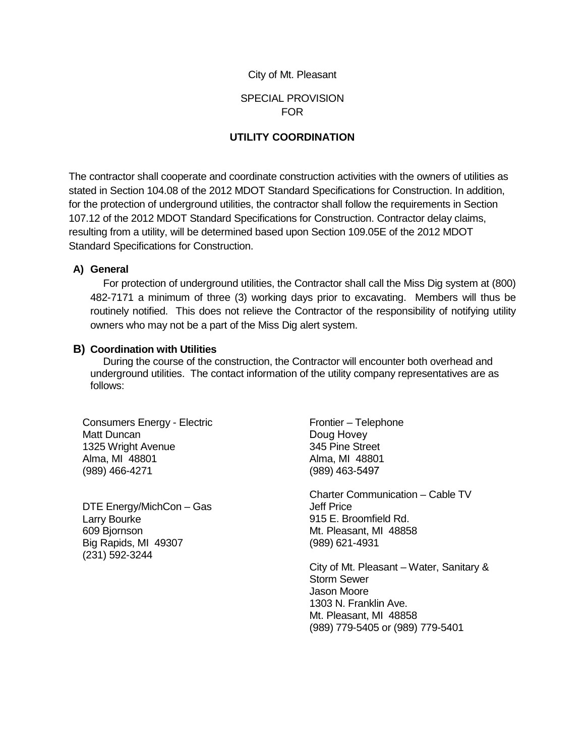City of Mt. Pleasant

SPECIAL PROVISION
FOR

**UTILITY COORDINATION**

The contractor shall cooperate and coordinate construction activities with the owners of utilities as stated in Section 104.08 of the 2012 MDOT Standard Specifications for Construction. In addition, for the protection of underground utilities, the contractor shall follow the requirements in Section 107.12 of the 2012 MDOT Standard Specifications for Construction. Contractor delay claims, resulting from a utility, will be determined based upon Section 109.05E of the 2012 MDOT Standard Specifications for Construction.

**A) General**

For protection of underground utilities, the Contractor shall call the Miss Dig system at (800) 482-7171 a minimum of three (3) working days prior to excavating. Members will thus be routinely notified. This does not relieve the Contractor of the responsibility of notifying utility owners who may not be a part of the Miss Dig alert system.

**B) Coordination with Utilities**

During the course of the construction, the Contractor will encounter both overhead and underground utilities. The contact information of the utility company representatives are as follows:

Consumers Energy - Electric
Matt Duncan
1325 Wright Avenue
Alma, MI 48801
(989) 466-4271

DTE Energy/MichCon – Gas
Larry Bourke
609 Bjornson
Big Rapids, MI 49307
(231) 592-3244

Frontier – Telephone
Doug Hovey
345 Pine Street
Alma, MI 48801
(989) 463-5497

Charter Communication – Cable TV
Jeff Price
915 E. Broomfield Rd.
Mt. Pleasant, MI 48858
(989) 621-4931

City of Mt. Pleasant – Water, Sanitary & Storm Sewer
Jason Moore
1303 N. Franklin Ave.
Mt. Pleasant, MI 48858
(989) 779-5405 or (989) 779-5401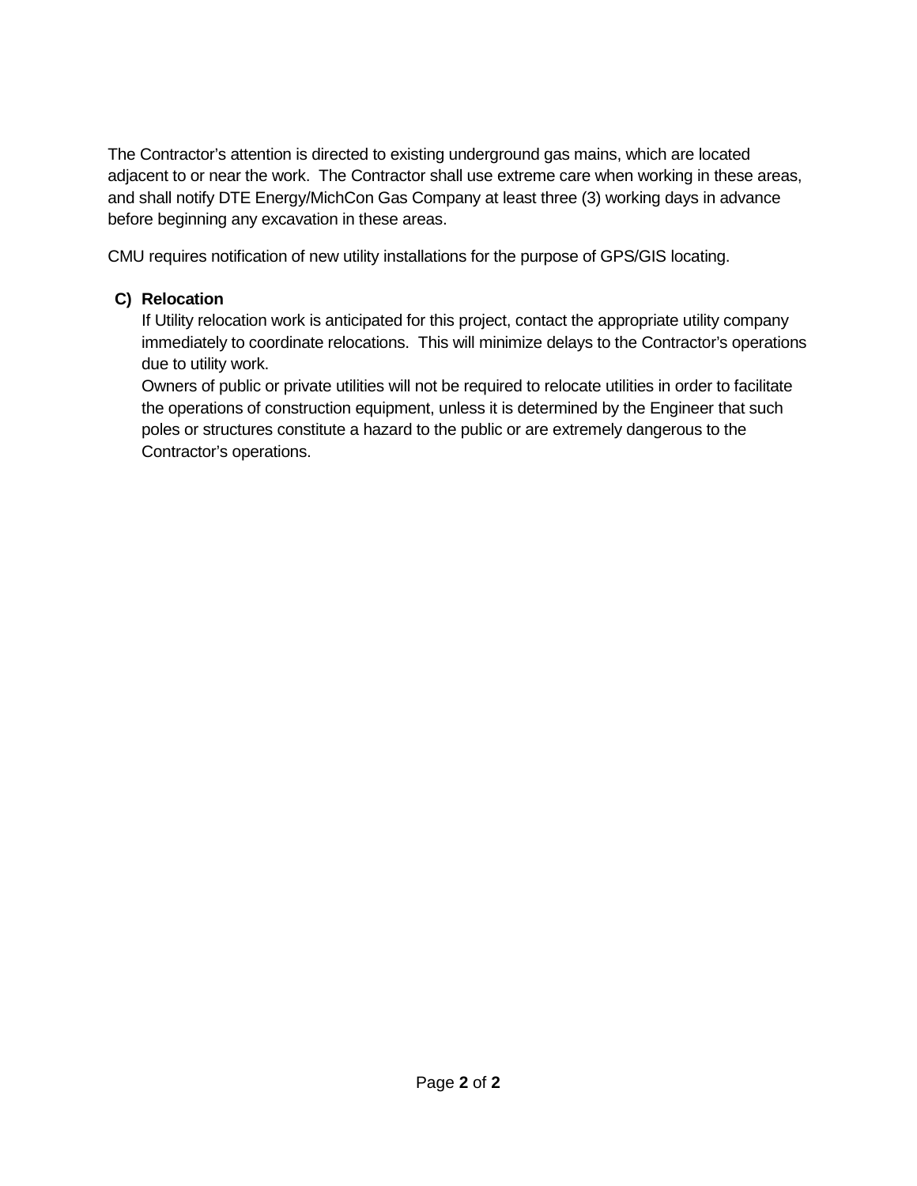The Contractor's attention is directed to existing underground gas mains, which are located adjacent to or near the work. The Contractor shall use extreme care when working in these areas, and shall notify DTE Energy/MichCon Gas Company at least three (3) working days in advance before beginning any excavation in these areas.

CMU requires notification of new utility installations for the purpose of GPS/GIS locating.

**C) Relocation**

If Utility relocation work is anticipated for this project, contact the appropriate utility company immediately to coordinate relocations. This will minimize delays to the Contractor's operations due to utility work.

Owners of public or private utilities will not be required to relocate utilities in order to facilitate the operations of construction equipment, unless it is determined by the Engineer that such poles or structures constitute a hazard to the public or are extremely dangerous to the Contractor's operations.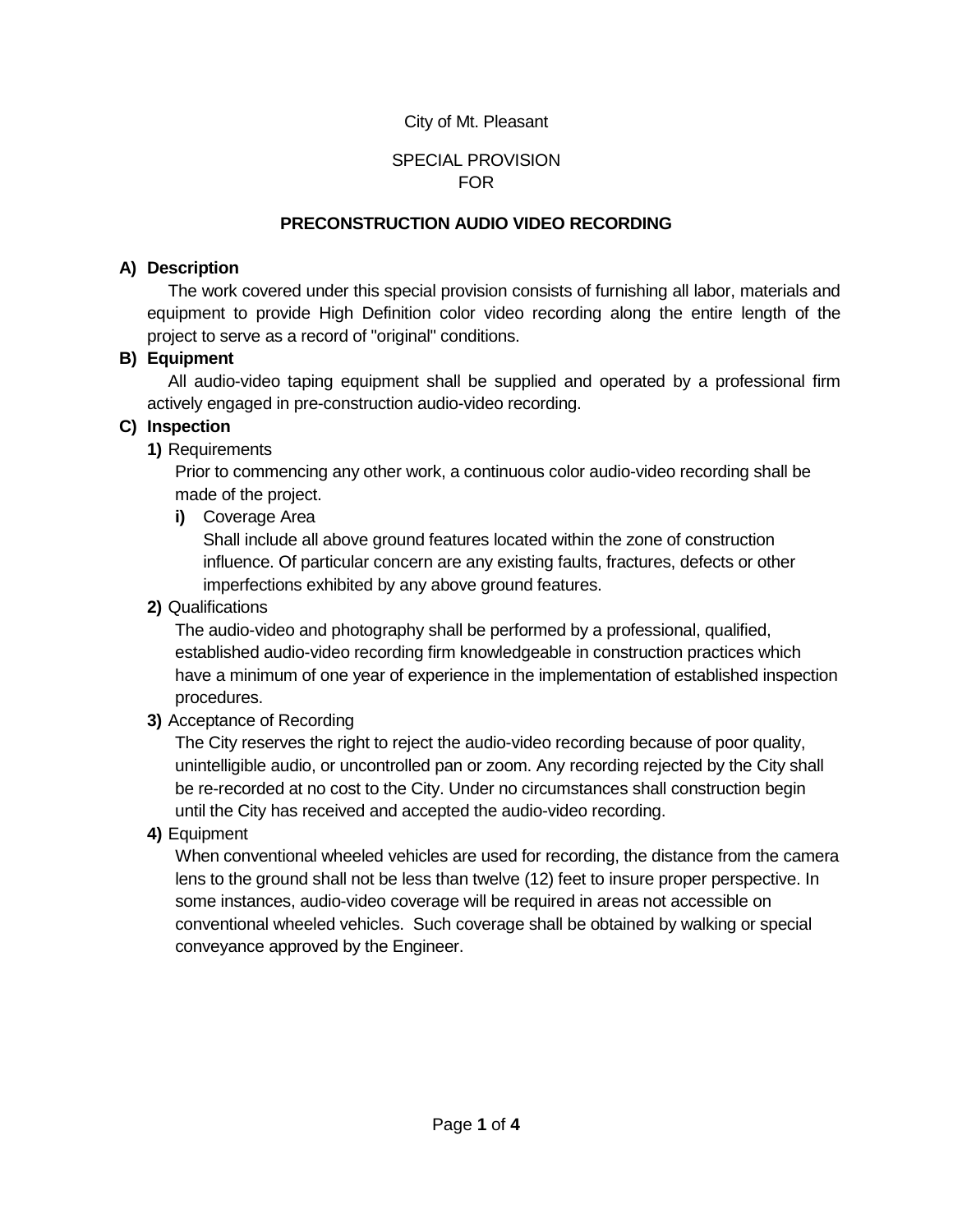City of Mt. Pleasant

SPECIAL PROVISION
FOR

**PRECONSTRUCTION AUDIO VIDEO RECORDING**

**A) Description**

The work covered under this special provision consists of furnishing all labor, materials and equipment to provide High Definition color video recording along the entire length of the project to serve as a record of "original" conditions.

**B) Equipment**

All audio-video taping equipment shall be supplied and operated by a professional firm actively engaged in pre-construction audio-video recording.

**C) Inspection**

**1)** Requirements

Prior to commencing any other work, a continuous color audio-video recording shall be made of the project.

**i)** Coverage Area

Shall include all above ground features located within the zone of construction influence. Of particular concern are any existing faults, fractures, defects or other imperfections exhibited by any above ground features.

**2)** Qualifications

The audio-video and photography shall be performed by a professional, qualified, established audio-video recording firm knowledgeable in construction practices which have a minimum of one year of experience in the implementation of established inspection procedures.

**3)** Acceptance of Recording

The City reserves the right to reject the audio-video recording because of poor quality, unintelligible audio, or uncontrolled pan or zoom. Any recording rejected by the City shall be re-recorded at no cost to the City. Under no circumstances shall construction begin until the City has received and accepted the audio-video recording.

**4)** Equipment

When conventional wheeled vehicles are used for recording, the distance from the camera lens to the ground shall not be less than twelve (12) feet to insure proper perspective. In some instances, audio-video coverage will be required in areas not accessible on conventional wheeled vehicles. Such coverage shall be obtained by walking or special conveyance approved by the Engineer.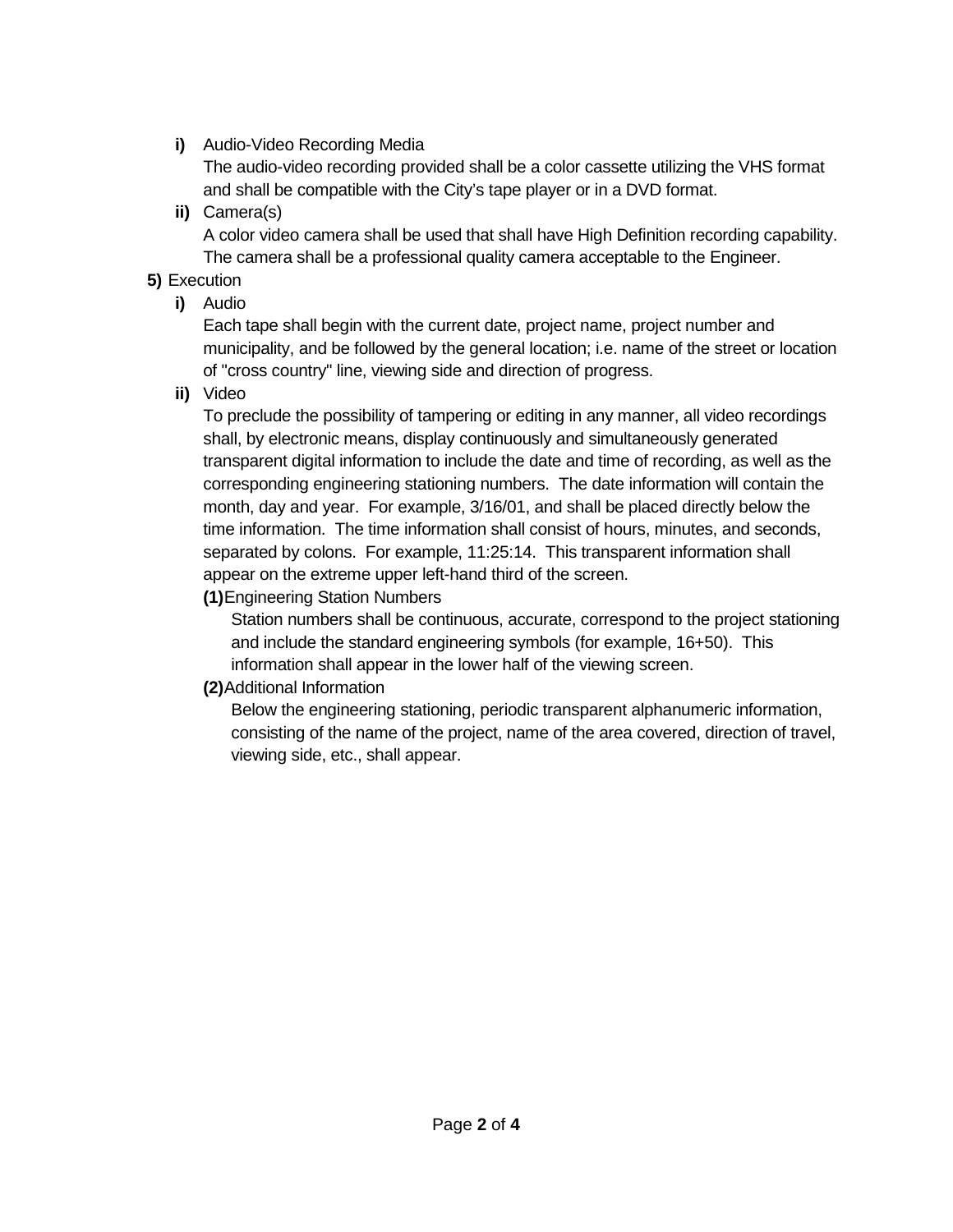- **i)** Audio-Video Recording Media

  The audio-video recording provided shall be a color cassette utilizing the VHS format and shall be compatible with the City's tape player or in a DVD format.

- **ii)** Camera(s)

  A color video camera shall be used that shall have High Definition recording capability. The camera shall be a professional quality camera acceptable to the Engineer.

**5)** Execution

- **i)** Audio

  Each tape shall begin with the current date, project name, project number and municipality, and be followed by the general location; i.e. name of the street or location of "cross country" line, viewing side and direction of progress.

- **ii)** Video

  To preclude the possibility of tampering or editing in any manner, all video recordings shall, by electronic means, display continuously and simultaneously generated transparent digital information to include the date and time of recording, as well as the corresponding engineering stationing numbers. The date information will contain the month, day and year. For example, 3/16/01, and shall be placed directly below the time information. The time information shall consist of hours, minutes, and seconds, separated by colons. For example, 11:25:14. This transparent information shall appear on the extreme upper left-hand third of the screen.

  - **(1)** Engineering Station Numbers

    Station numbers shall be continuous, accurate, correspond to the project stationing and include the standard engineering symbols (for example, 16+50). This information shall appear in the lower half of the viewing screen.

  - **(2)** Additional Information

    Below the engineering stationing, periodic transparent alphanumeric information, consisting of the name of the project, name of the area covered, direction of travel, viewing side, etc., shall appear.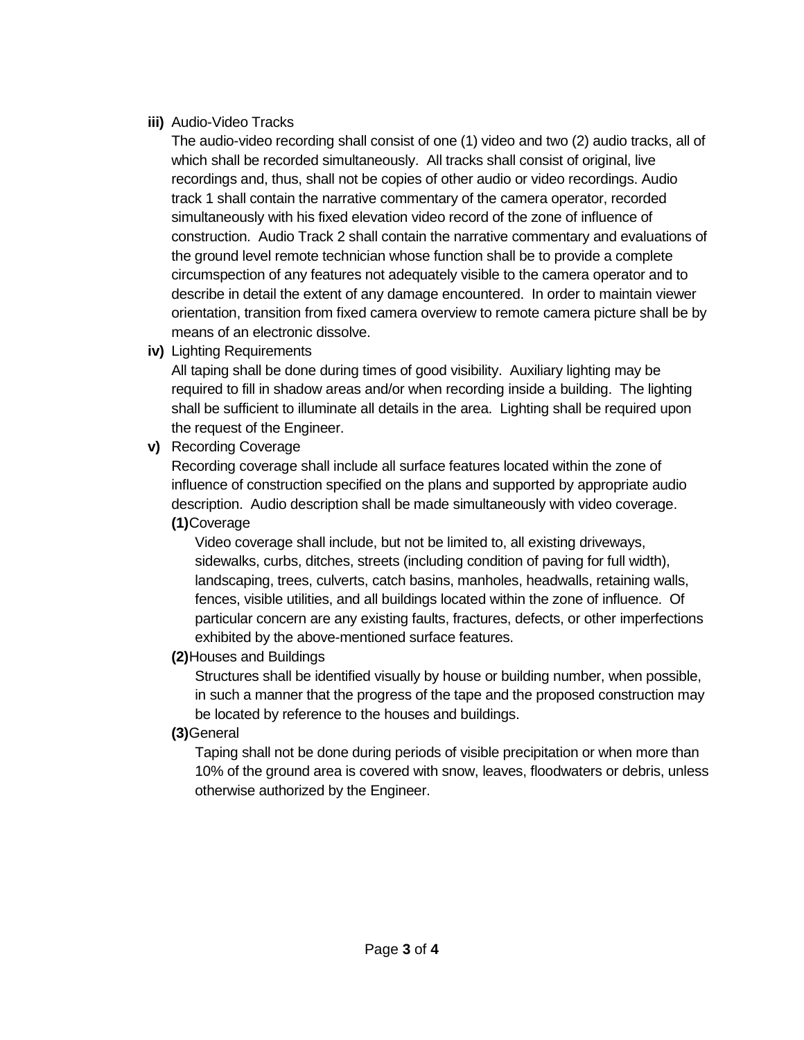**iii)** Audio-Video Tracks

The audio-video recording shall consist of one (1) video and two (2) audio tracks, all of which shall be recorded simultaneously. All tracks shall consist of original, live recordings and, thus, shall not be copies of other audio or video recordings. Audio track 1 shall contain the narrative commentary of the camera operator, recorded simultaneously with his fixed elevation video record of the zone of influence of construction. Audio Track 2 shall contain the narrative commentary and evaluations of the ground level remote technician whose function shall be to provide a complete circumspection of any features not adequately visible to the camera operator and to describe in detail the extent of any damage encountered. In order to maintain viewer orientation, transition from fixed camera overview to remote camera picture shall be by means of an electronic dissolve.

**iv)** Lighting Requirements

All taping shall be done during times of good visibility. Auxiliary lighting may be required to fill in shadow areas and/or when recording inside a building. The lighting shall be sufficient to illuminate all details in the area. Lighting shall be required upon the request of the Engineer.

**v)** Recording Coverage

Recording coverage shall include all surface features located within the zone of influence of construction specified on the plans and supported by appropriate audio description. Audio description shall be made simultaneously with video coverage.

**(1)** Coverage

Video coverage shall include, but not be limited to, all existing driveways, sidewalks, curbs, ditches, streets (including condition of paving for full width), landscaping, trees, culverts, catch basins, manholes, headwalls, retaining walls, fences, visible utilities, and all buildings located within the zone of influence. Of particular concern are any existing faults, fractures, defects, or other imperfections exhibited by the above-mentioned surface features.

**(2)** Houses and Buildings

Structures shall be identified visually by house or building number, when possible, in such a manner that the progress of the tape and the proposed construction may be located by reference to the houses and buildings.

**(3)** General

Taping shall not be done during periods of visible precipitation or when more than 10% of the ground area is covered with snow, leaves, floodwaters or debris, unless otherwise authorized by the Engineer.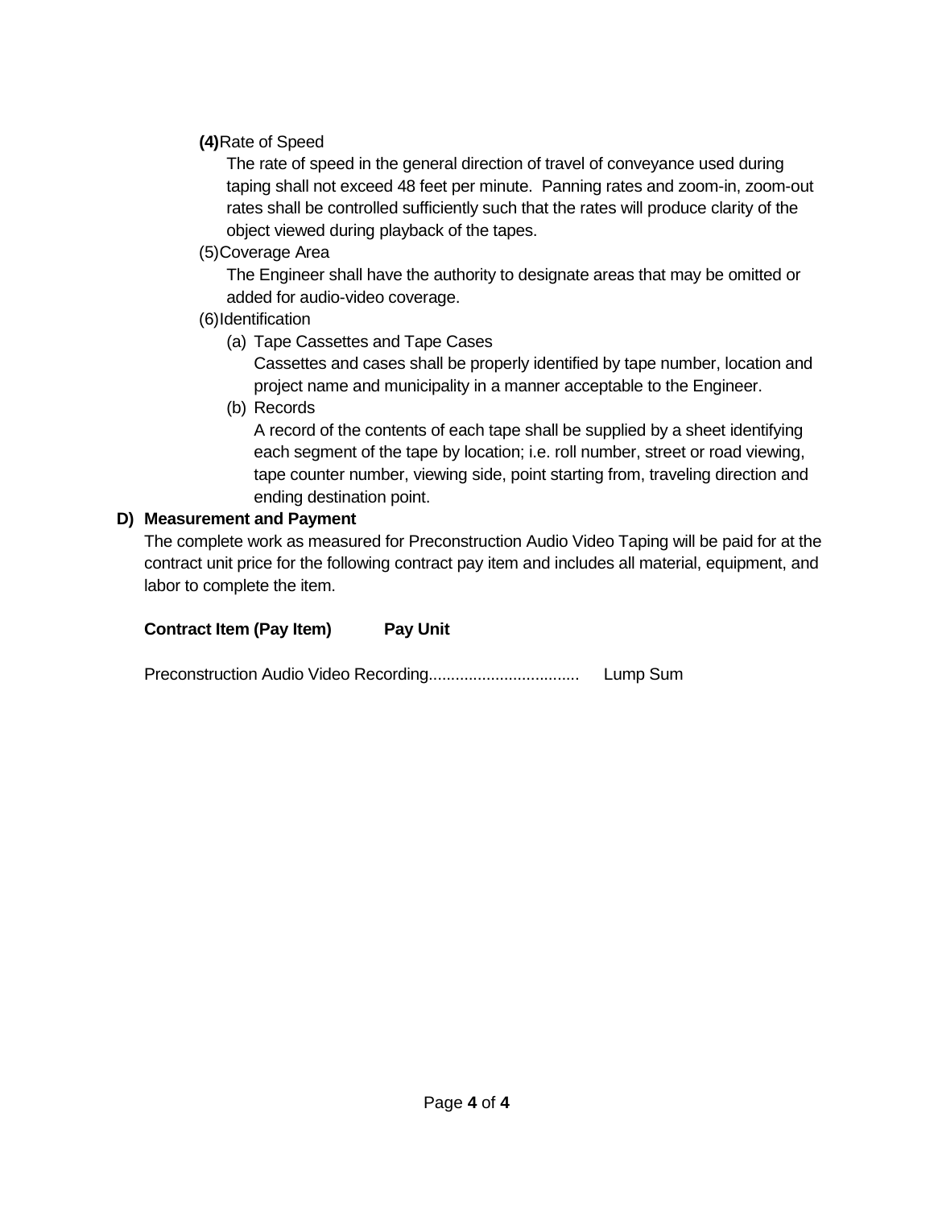**(4)** Rate of Speed

The rate of speed in the general direction of travel of conveyance used during taping shall not exceed 48 feet per minute. Panning rates and zoom-in, zoom-out rates shall be controlled sufficiently such that the rates will produce clarity of the object viewed during playback of the tapes.

(5) Coverage Area

The Engineer shall have the authority to designate areas that may be omitted or added for audio-video coverage.

(6) Identification

(a) Tape Cassettes and Tape Cases

Cassettes and cases shall be properly identified by tape number, location and project name and municipality in a manner acceptable to the Engineer.

(b) Records

A record of the contents of each tape shall be supplied by a sheet identifying each segment of the tape by location; i.e. roll number, street or road viewing, tape counter number, viewing side, point starting from, traveling direction and ending destination point.

**D) Measurement and Payment**

The complete work as measured for Preconstruction Audio Video Taping will be paid for at the contract unit price for the following contract pay item and includes all material, equipment, and labor to complete the item.

| Contract Item (Pay Item) | Pay Unit |
|---|---|
| Preconstruction Audio Video Recording.................................. | Lump Sum |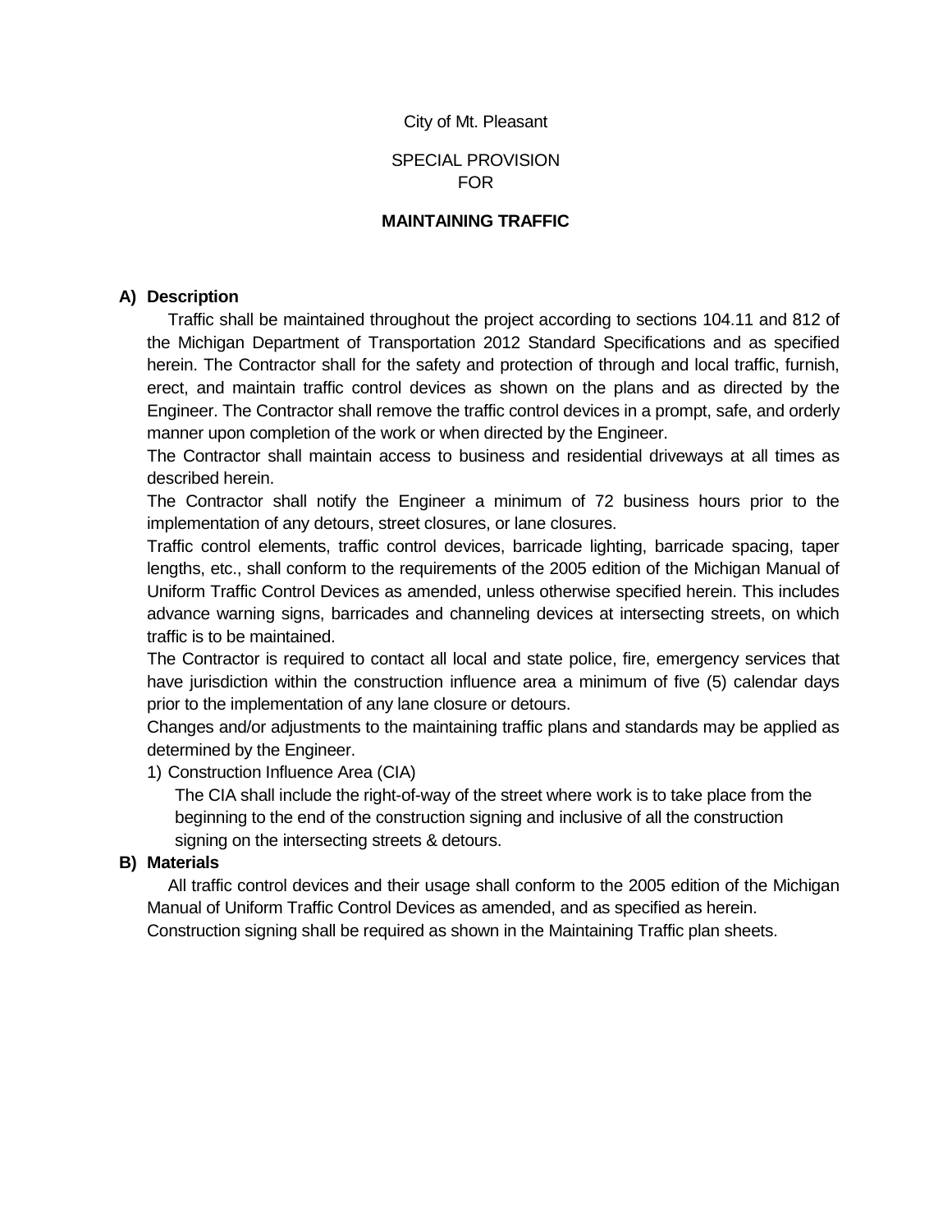City of Mt. Pleasant

SPECIAL PROVISION
FOR

**MAINTAINING TRAFFIC**

**A) Description**

Traffic shall be maintained throughout the project according to sections 104.11 and 812 of the Michigan Department of Transportation 2012 Standard Specifications and as specified herein. The Contractor shall for the safety and protection of through and local traffic, furnish, erect, and maintain traffic control devices as shown on the plans and as directed by the Engineer. The Contractor shall remove the traffic control devices in a prompt, safe, and orderly manner upon completion of the work or when directed by the Engineer.

The Contractor shall maintain access to business and residential driveways at all times as described herein.

The Contractor shall notify the Engineer a minimum of 72 business hours prior to the implementation of any detours, street closures, or lane closures.

Traffic control elements, traffic control devices, barricade lighting, barricade spacing, taper lengths, etc., shall conform to the requirements of the 2005 edition of the Michigan Manual of Uniform Traffic Control Devices as amended, unless otherwise specified herein. This includes advance warning signs, barricades and channeling devices at intersecting streets, on which traffic is to be maintained.

The Contractor is required to contact all local and state police, fire, emergency services that have jurisdiction within the construction influence area a minimum of five (5) calendar days prior to the implementation of any lane closure or detours.

Changes and/or adjustments to the maintaining traffic plans and standards may be applied as determined by the Engineer.

1) Construction Influence Area (CIA)

   The CIA shall include the right-of-way of the street where work is to take place from the beginning to the end of the construction signing and inclusive of all the construction signing on the intersecting streets & detours.

**B) Materials**

All traffic control devices and their usage shall conform to the 2005 edition of the Michigan Manual of Uniform Traffic Control Devices as amended, and as specified as herein.

Construction signing shall be required as shown in the Maintaining Traffic plan sheets.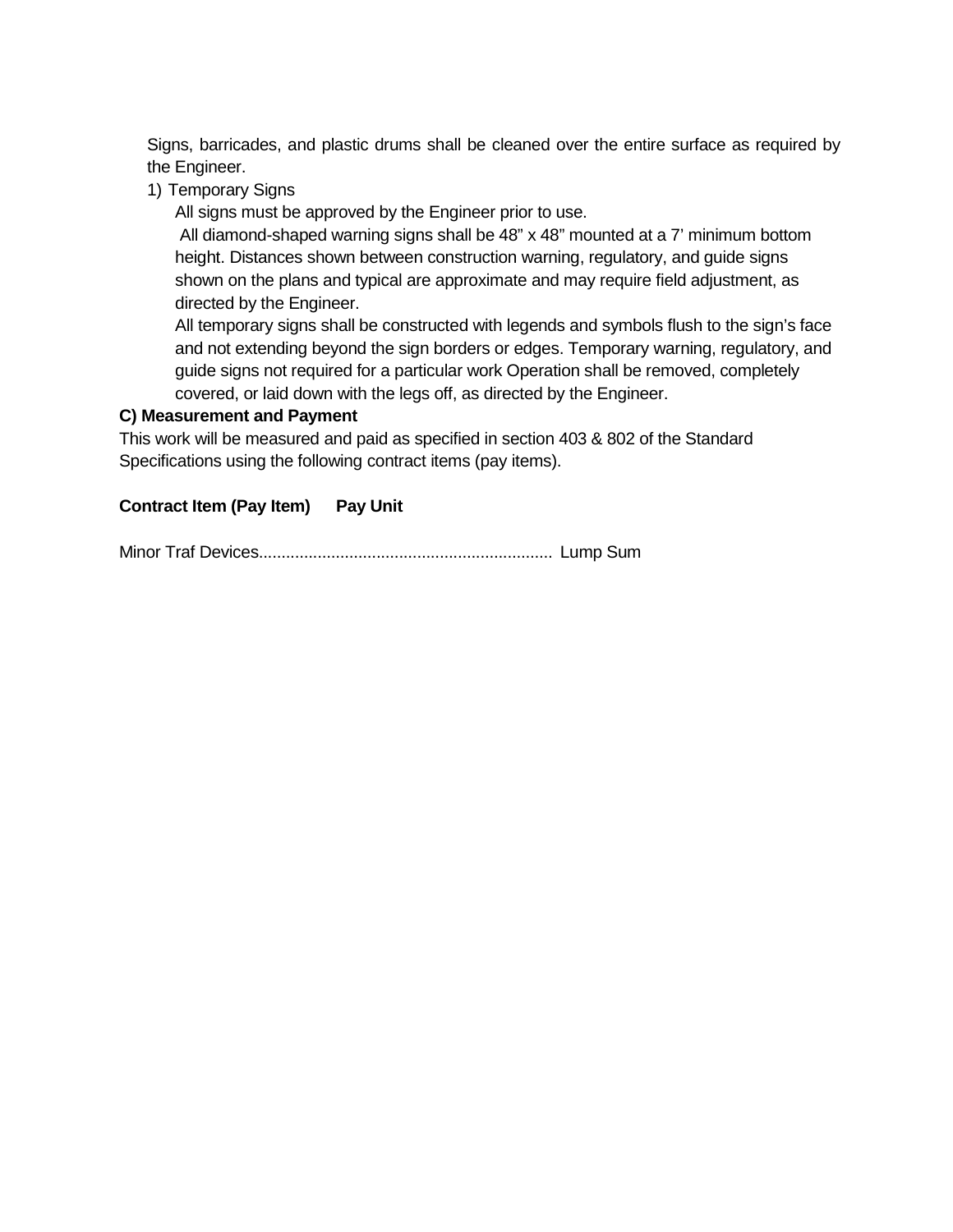Signs, barricades, and plastic drums shall be cleaned over the entire surface as required by the Engineer.

1) Temporary Signs

   All signs must be approved by the Engineer prior to use.

   All diamond-shaped warning signs shall be 48" x 48" mounted at a 7' minimum bottom height. Distances shown between construction warning, regulatory, and guide signs shown on the plans and typical are approximate and may require field adjustment, as directed by the Engineer.

   All temporary signs shall be constructed with legends and symbols flush to the sign's face and not extending beyond the sign borders or edges. Temporary warning, regulatory, and guide signs not required for a particular work Operation shall be removed, completely covered, or laid down with the legs off, as directed by the Engineer.

**C) Measurement and Payment**

This work will be measured and paid as specified in section 403 & 802 of the Standard Specifications using the following contract items (pay items).

| Contract Item (Pay Item) | Pay Unit |
| --- | --- |
| Minor Traf Devices | Lump Sum |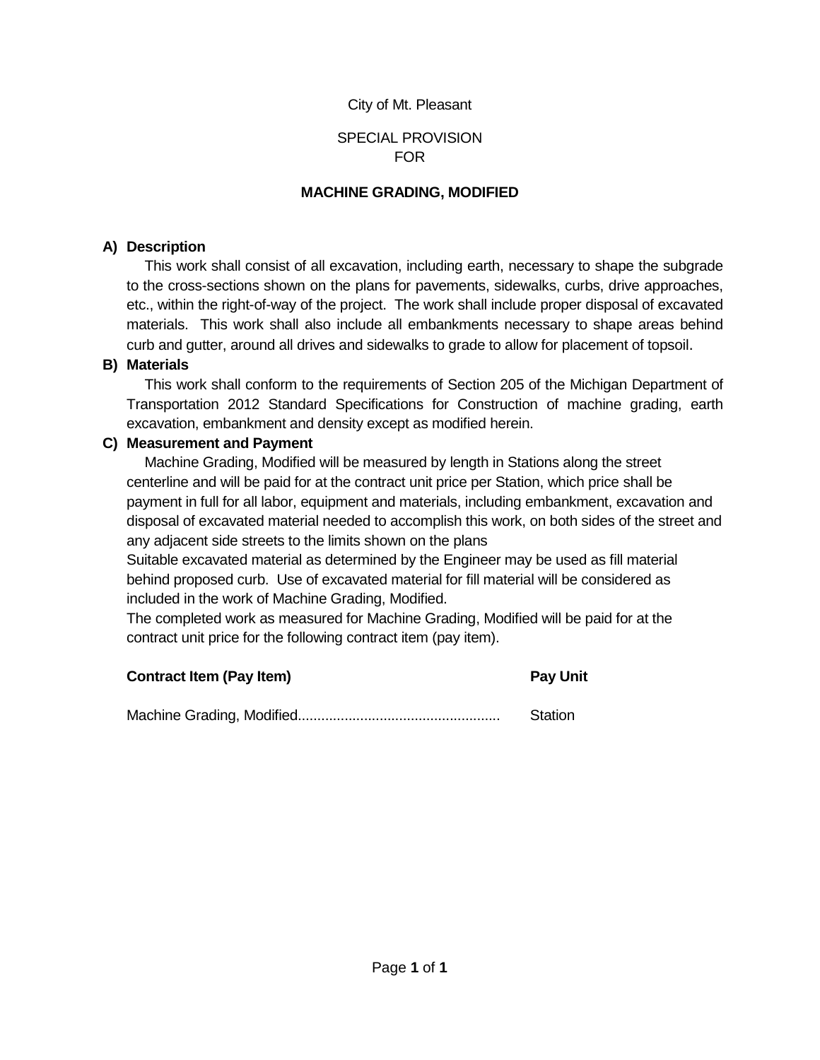City of Mt. Pleasant

SPECIAL PROVISION
FOR

**MACHINE GRADING, MODIFIED**

**A) Description**

This work shall consist of all excavation, including earth, necessary to shape the subgrade to the cross-sections shown on the plans for pavements, sidewalks, curbs, drive approaches, etc., within the right-of-way of the project. The work shall include proper disposal of excavated materials. This work shall also include all embankments necessary to shape areas behind curb and gutter, around all drives and sidewalks to grade to allow for placement of topsoil.

**B) Materials**

This work shall conform to the requirements of Section 205 of the Michigan Department of Transportation 2012 Standard Specifications for Construction of machine grading, earth excavation, embankment and density except as modified herein.

**C) Measurement and Payment**

Machine Grading, Modified will be measured by length in Stations along the street centerline and will be paid for at the contract unit price per Station, which price shall be payment in full for all labor, equipment and materials, including embankment, excavation and disposal of excavated material needed to accomplish this work, on both sides of the street and any adjacent side streets to the limits shown on the plans

Suitable excavated material as determined by the Engineer may be used as fill material behind proposed curb. Use of excavated material for fill material will be considered as included in the work of Machine Grading, Modified.

The completed work as measured for Machine Grading, Modified will be paid for at the contract unit price for the following contract item (pay item).

| **Contract Item (Pay Item)** | **Pay Unit** |
|---|---|
| Machine Grading, Modified.................................................. | Station |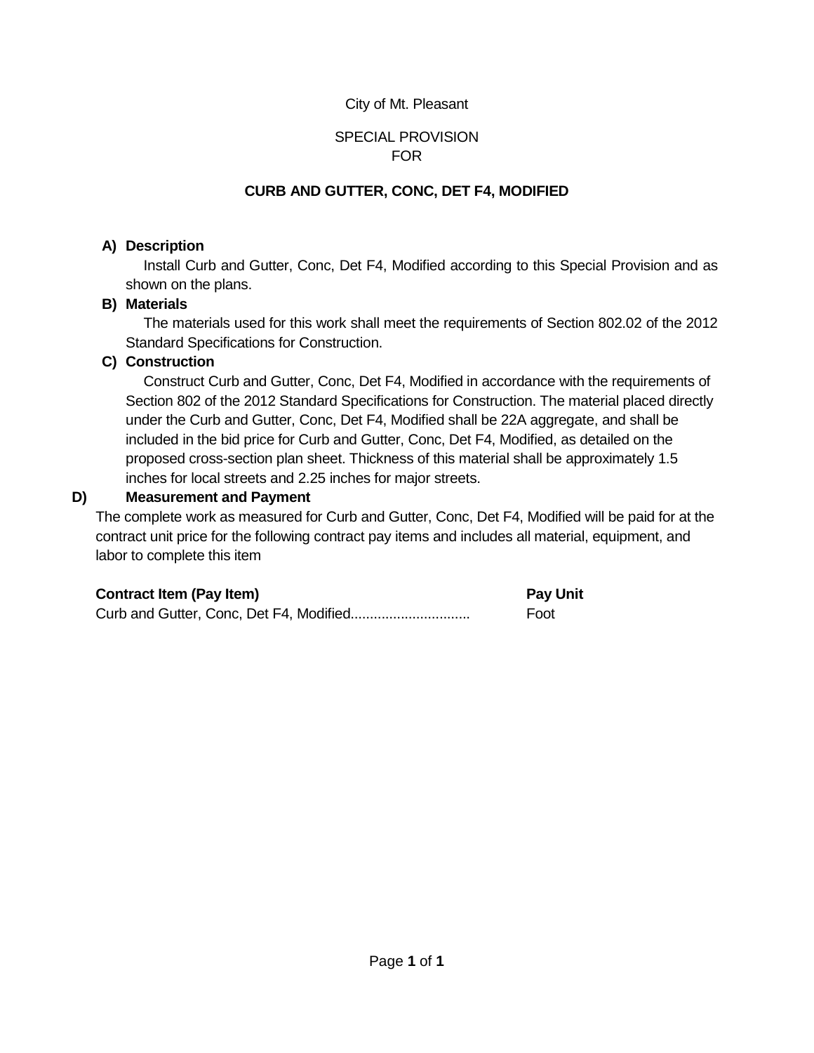City of Mt. Pleasant

SPECIAL PROVISION
FOR

## CURB AND GUTTER, CONC, DET F4, MODIFIED

**A) Description**

Install Curb and Gutter, Conc, Det F4, Modified according to this Special Provision and as shown on the plans.

**B) Materials**

The materials used for this work shall meet the requirements of Section 802.02 of the 2012 Standard Specifications for Construction.

**C) Construction**

Construct Curb and Gutter, Conc, Det F4, Modified in accordance with the requirements of Section 802 of the 2012 Standard Specifications for Construction. The material placed directly under the Curb and Gutter, Conc, Det F4, Modified shall be 22A aggregate, and shall be included in the bid price for Curb and Gutter, Conc, Det F4, Modified, as detailed on the proposed cross-section plan sheet. Thickness of this material shall be approximately 1.5 inches for local streets and 2.25 inches for major streets.

**D) Measurement and Payment**

The complete work as measured for Curb and Gutter, Conc, Det F4, Modified will be paid for at the contract unit price for the following contract pay items and includes all material, equipment, and labor to complete this item

| Contract Item (Pay Item) | Pay Unit |
| --- | --- |
| Curb and Gutter, Conc, Det F4, Modified.............................. | Foot |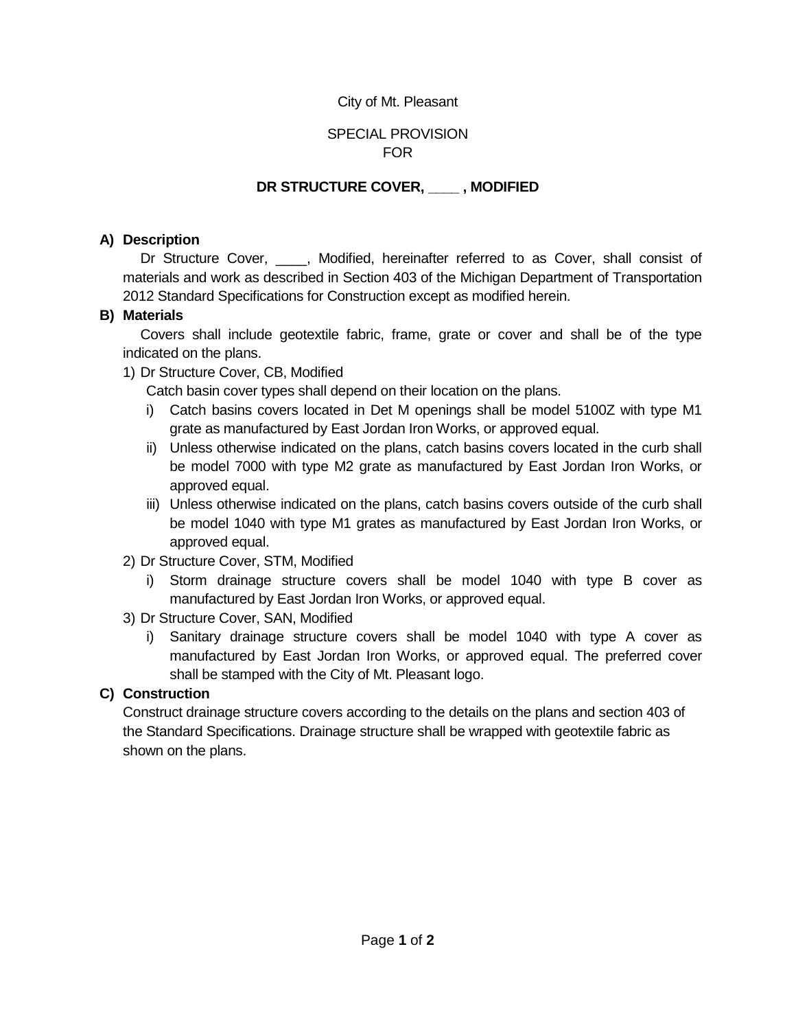City of Mt. Pleasant

SPECIAL PROVISION
FOR

**DR STRUCTURE COVER, ____ , MODIFIED**

**A) Description**

Dr Structure Cover, ____, Modified, hereinafter referred to as Cover, shall consist of materials and work as described in Section 403 of the Michigan Department of Transportation 2012 Standard Specifications for Construction except as modified herein.

**B) Materials**

Covers shall include geotextile fabric, frame, grate or cover and shall be of the type indicated on the plans.

1) Dr Structure Cover, CB, Modified

   Catch basin cover types shall depend on their location on the plans.

   i) Catch basins covers located in Det M openings shall be model 5100Z with type M1 grate as manufactured by East Jordan Iron Works, or approved equal.
   ii) Unless otherwise indicated on the plans, catch basins covers located in the curb shall be model 7000 with type M2 grate as manufactured by East Jordan Iron Works, or approved equal.
   iii) Unless otherwise indicated on the plans, catch basins covers outside of the curb shall be model 1040 with type M1 grates as manufactured by East Jordan Iron Works, or approved equal.

2) Dr Structure Cover, STM, Modified

   i) Storm drainage structure covers shall be model 1040 with type B cover as manufactured by East Jordan Iron Works, or approved equal.

3) Dr Structure Cover, SAN, Modified

   i) Sanitary drainage structure covers shall be model 1040 with type A cover as manufactured by East Jordan Iron Works, or approved equal. The preferred cover shall be stamped with the City of Mt. Pleasant logo.

**C) Construction**

Construct drainage structure covers according to the details on the plans and section 403 of the Standard Specifications. Drainage structure shall be wrapped with geotextile fabric as shown on the plans.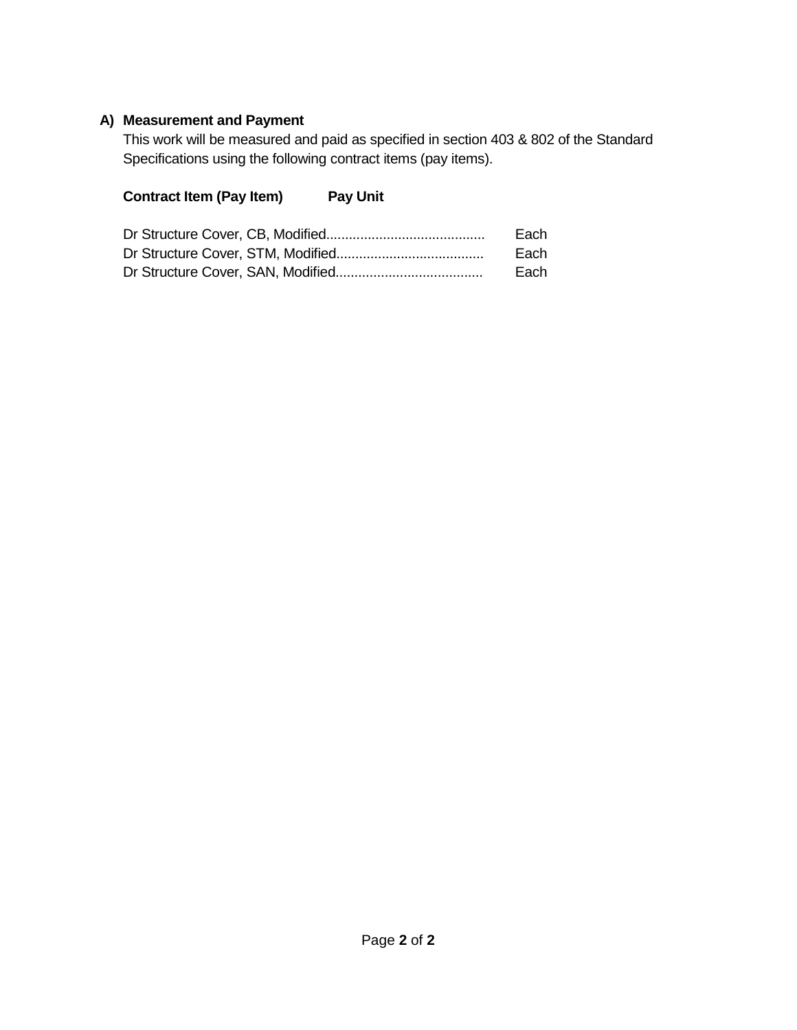**A) Measurement and Payment**

This work will be measured and paid as specified in section 403 & 802 of the Standard Specifications using the following contract items (pay items).

| Contract Item (Pay Item) | Pay Unit |
| --- | --- |
| Dr Structure Cover, CB, Modified | Each |
| Dr Structure Cover, STM, Modified | Each |
| Dr Structure Cover, SAN, Modified | Each |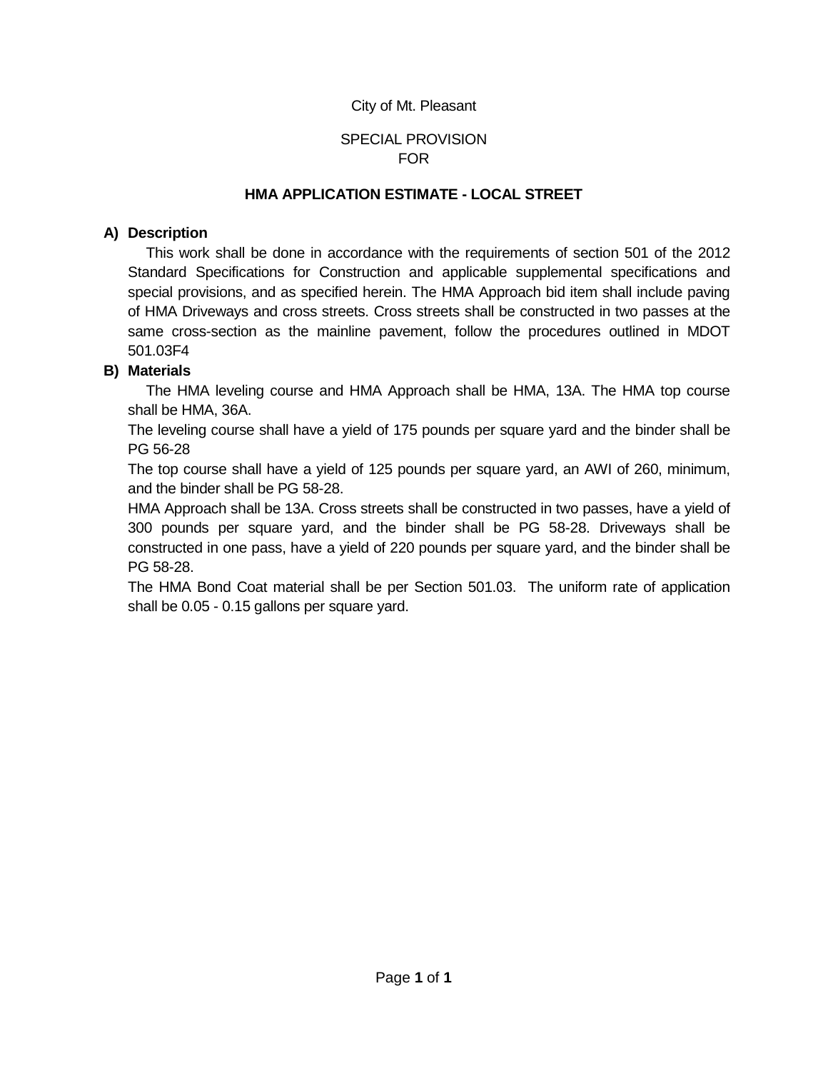City of Mt. Pleasant

SPECIAL PROVISION
FOR

**HMA APPLICATION ESTIMATE - LOCAL STREET**

**A) Description**

This work shall be done in accordance with the requirements of section 501 of the 2012 Standard Specifications for Construction and applicable supplemental specifications and special provisions, and as specified herein. The HMA Approach bid item shall include paving of HMA Driveways and cross streets. Cross streets shall be constructed in two passes at the same cross-section as the mainline pavement, follow the procedures outlined in MDOT 501.03F4

**B) Materials**

The HMA leveling course and HMA Approach shall be HMA, 13A. The HMA top course shall be HMA, 36A.

The leveling course shall have a yield of 175 pounds per square yard and the binder shall be PG 56-28

The top course shall have a yield of 125 pounds per square yard, an AWI of 260, minimum, and the binder shall be PG 58-28.

HMA Approach shall be 13A. Cross streets shall be constructed in two passes, have a yield of 300 pounds per square yard, and the binder shall be PG 58-28. Driveways shall be constructed in one pass, have a yield of 220 pounds per square yard, and the binder shall be PG 58-28.

The HMA Bond Coat material shall be per Section 501.03. The uniform rate of application shall be 0.05 - 0.15 gallons per square yard.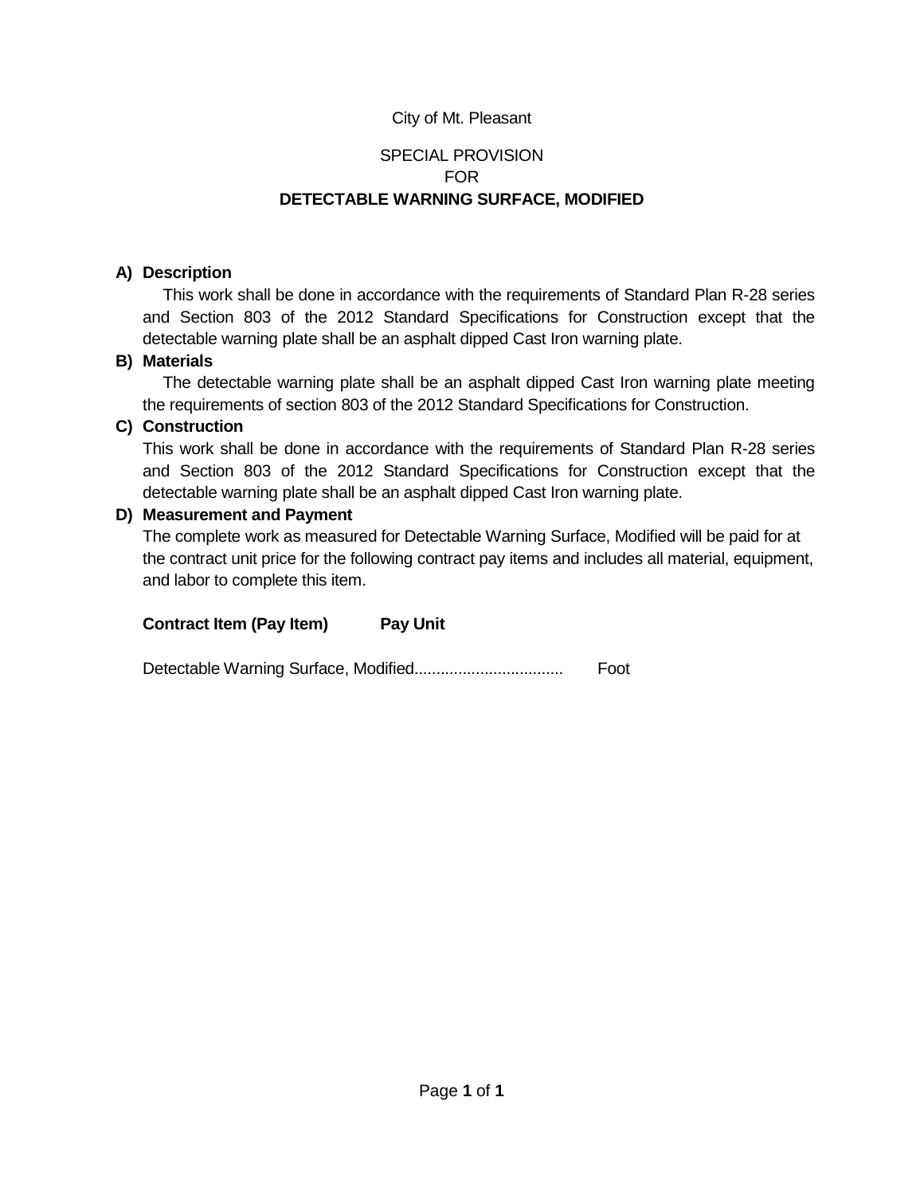City of Mt. Pleasant

SPECIAL PROVISION
FOR
**DETECTABLE WARNING SURFACE, MODIFIED**

**A) Description**

This work shall be done in accordance with the requirements of Standard Plan R-28 series and Section 803 of the 2012 Standard Specifications for Construction except that the detectable warning plate shall be an asphalt dipped Cast Iron warning plate.

**B) Materials**

The detectable warning plate shall be an asphalt dipped Cast Iron warning plate meeting the requirements of section 803 of the 2012 Standard Specifications for Construction.

**C) Construction**

This work shall be done in accordance with the requirements of Standard Plan R-28 series and Section 803 of the 2012 Standard Specifications for Construction except that the detectable warning plate shall be an asphalt dipped Cast Iron warning plate.

**D) Measurement and Payment**

The complete work as measured for Detectable Warning Surface, Modified will be paid for at the contract unit price for the following contract pay items and includes all material, equipment, and labor to complete this item.

| **Contract Item (Pay Item)** | **Pay Unit** |
|---|---|
| Detectable Warning Surface, Modified................................. | Foot |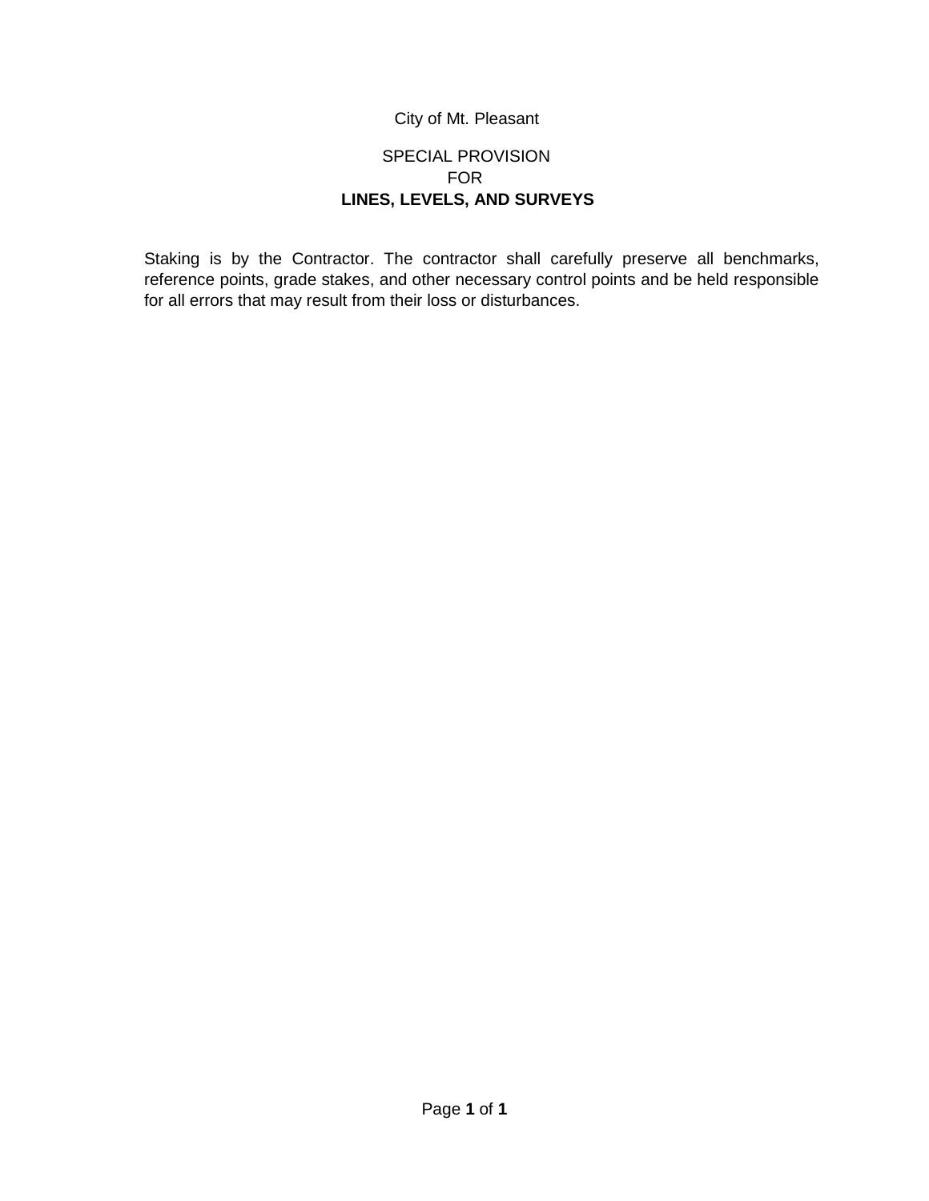City of Mt. Pleasant

SPECIAL PROVISION
FOR
**LINES, LEVELS, AND SURVEYS**

Staking is by the Contractor. The contractor shall carefully preserve all benchmarks, reference points, grade stakes, and other necessary control points and be held responsible for all errors that may result from their loss or disturbances.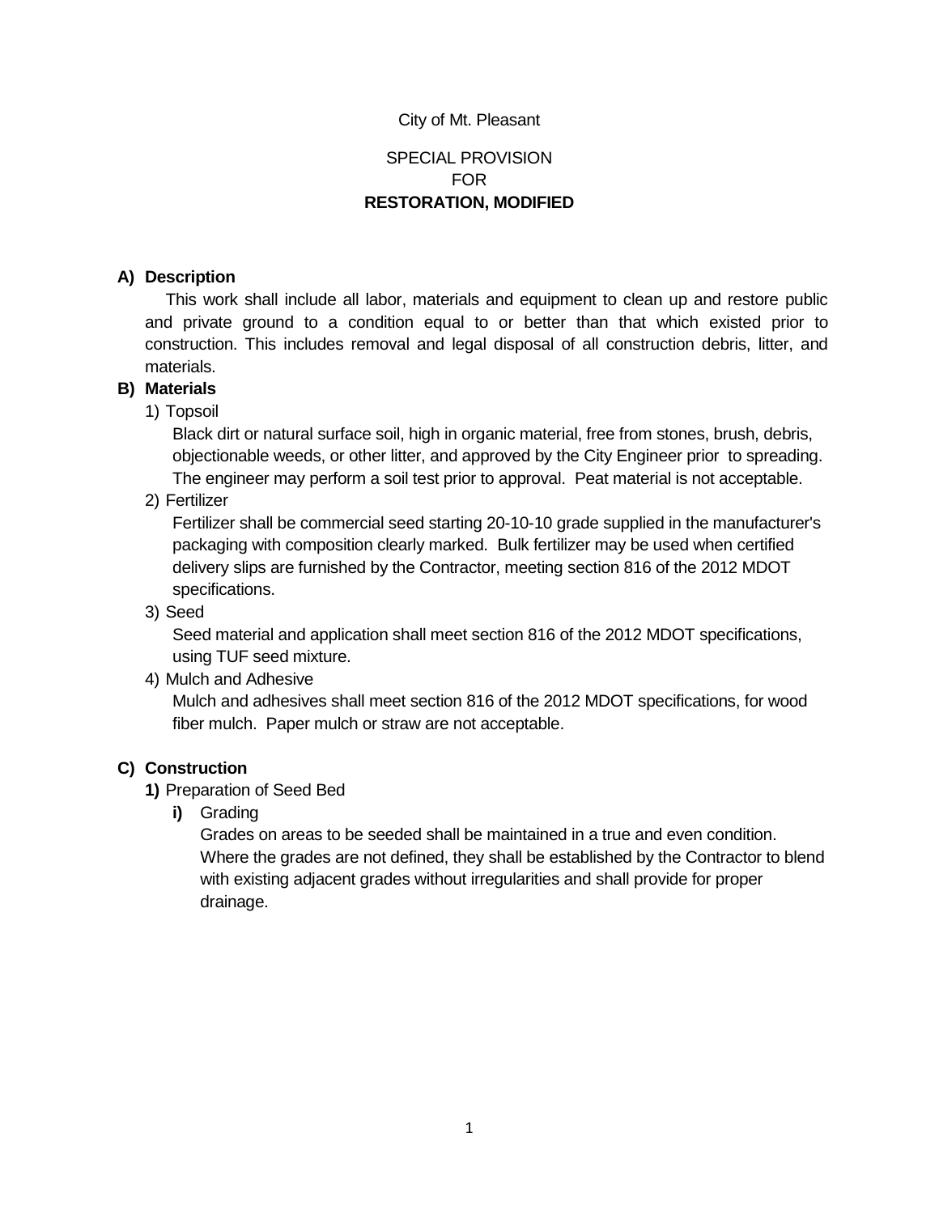City of Mt. Pleasant

SPECIAL PROVISION
FOR
**RESTORATION, MODIFIED**

**A) Description**

This work shall include all labor, materials and equipment to clean up and restore public and private ground to a condition equal to or better than that which existed prior to construction. This includes removal and legal disposal of all construction debris, litter, and materials.

**B) Materials**

1) Topsoil

   Black dirt or natural surface soil, high in organic material, free from stones, brush, debris, objectionable weeds, or other litter, and approved by the City Engineer prior to spreading. The engineer may perform a soil test prior to approval. Peat material is not acceptable.

2) Fertilizer

   Fertilizer shall be commercial seed starting 20-10-10 grade supplied in the manufacturer's packaging with composition clearly marked. Bulk fertilizer may be used when certified delivery slips are furnished by the Contractor, meeting section 816 of the 2012 MDOT specifications.

3) Seed

   Seed material and application shall meet section 816 of the 2012 MDOT specifications, using TUF seed mixture.

4) Mulch and Adhesive

   Mulch and adhesives shall meet section 816 of the 2012 MDOT specifications, for wood fiber mulch. Paper mulch or straw are not acceptable.

**C) Construction**

**1)** Preparation of Seed Bed

   **i)** Grading

   Grades on areas to be seeded shall be maintained in a true and even condition. Where the grades are not defined, they shall be established by the Contractor to blend with existing adjacent grades without irregularities and shall provide for proper drainage.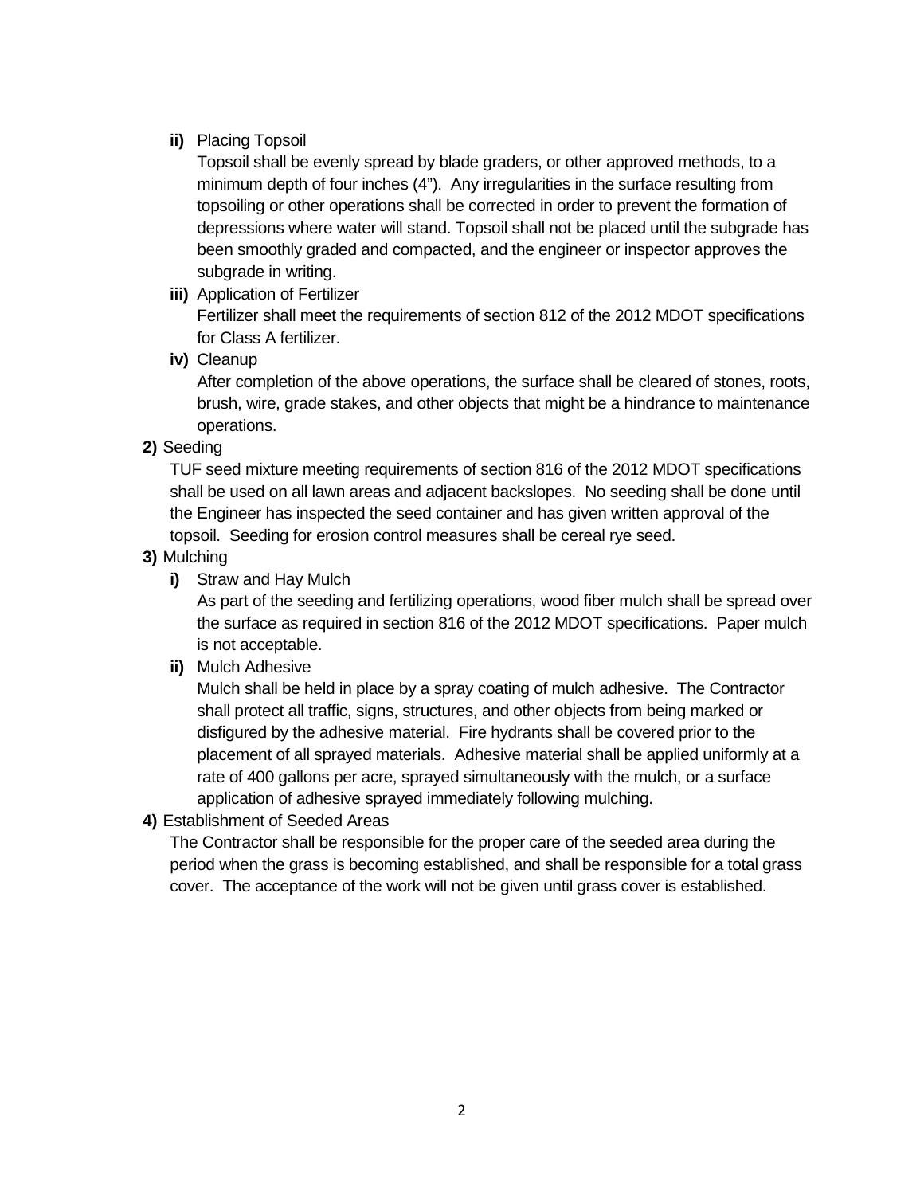**ii)** Placing Topsoil

Topsoil shall be evenly spread by blade graders, or other approved methods, to a minimum depth of four inches (4"). Any irregularities in the surface resulting from topsoiling or other operations shall be corrected in order to prevent the formation of depressions where water will stand. Topsoil shall not be placed until the subgrade has been smoothly graded and compacted, and the engineer or inspector approves the subgrade in writing.

**iii)** Application of Fertilizer

Fertilizer shall meet the requirements of section 812 of the 2012 MDOT specifications for Class A fertilizer.

**iv)** Cleanup

After completion of the above operations, the surface shall be cleared of stones, roots, brush, wire, grade stakes, and other objects that might be a hindrance to maintenance operations.

**2)** Seeding

TUF seed mixture meeting requirements of section 816 of the 2012 MDOT specifications shall be used on all lawn areas and adjacent backslopes. No seeding shall be done until the Engineer has inspected the seed container and has given written approval of the topsoil. Seeding for erosion control measures shall be cereal rye seed.

**3)** Mulching

**i)** Straw and Hay Mulch

As part of the seeding and fertilizing operations, wood fiber mulch shall be spread over the surface as required in section 816 of the 2012 MDOT specifications. Paper mulch is not acceptable.

**ii)** Mulch Adhesive

Mulch shall be held in place by a spray coating of mulch adhesive. The Contractor shall protect all traffic, signs, structures, and other objects from being marked or disfigured by the adhesive material. Fire hydrants shall be covered prior to the placement of all sprayed materials. Adhesive material shall be applied uniformly at a rate of 400 gallons per acre, sprayed simultaneously with the mulch, or a surface application of adhesive sprayed immediately following mulching.

**4)** Establishment of Seeded Areas

The Contractor shall be responsible for the proper care of the seeded area during the period when the grass is becoming established, and shall be responsible for a total grass cover. The acceptance of the work will not be given until grass cover is established.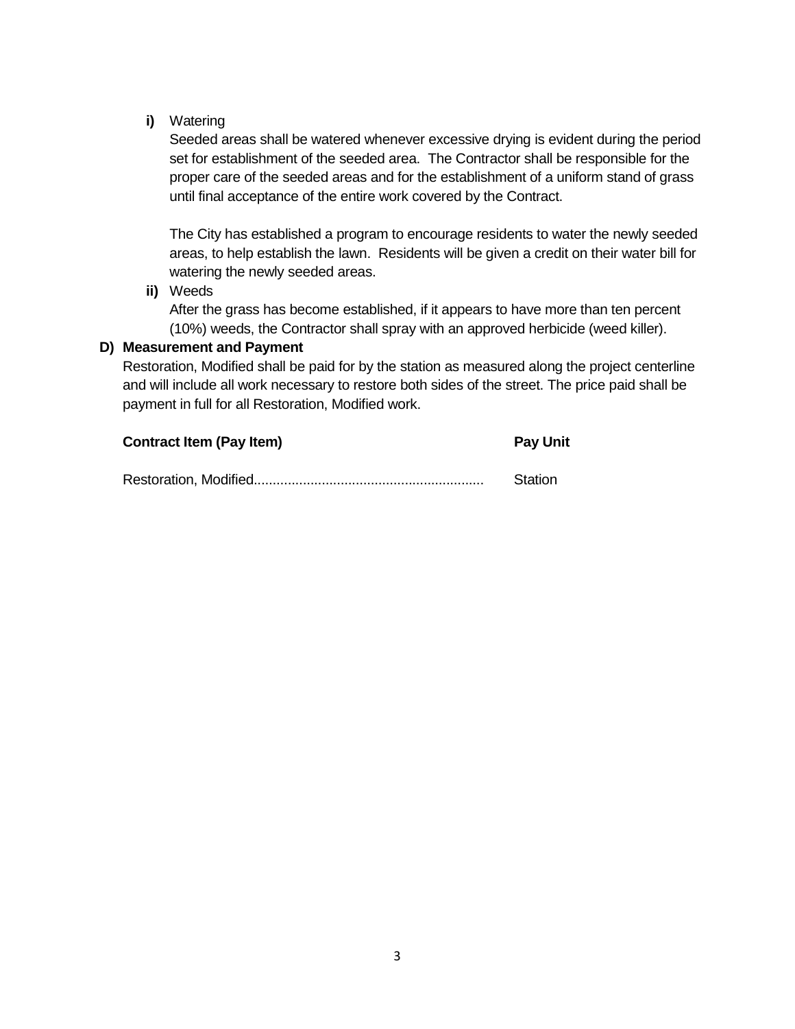**i)** Watering

Seeded areas shall be watered whenever excessive drying is evident during the period set for establishment of the seeded area. The Contractor shall be responsible for the proper care of the seeded areas and for the establishment of a uniform stand of grass until final acceptance of the entire work covered by the Contract.

The City has established a program to encourage residents to water the newly seeded areas, to help establish the lawn. Residents will be given a credit on their water bill for watering the newly seeded areas.

**ii)** Weeds

After the grass has become established, if it appears to have more than ten percent (10%) weeds, the Contractor shall spray with an approved herbicide (weed killer).

**D) Measurement and Payment**

Restoration, Modified shall be paid for by the station as measured along the project centerline and will include all work necessary to restore both sides of the street. The price paid shall be payment in full for all Restoration, Modified work.

| **Contract Item (Pay Item)** | **Pay Unit** |
|---|---|
| Restoration, Modified............................................................ | Station |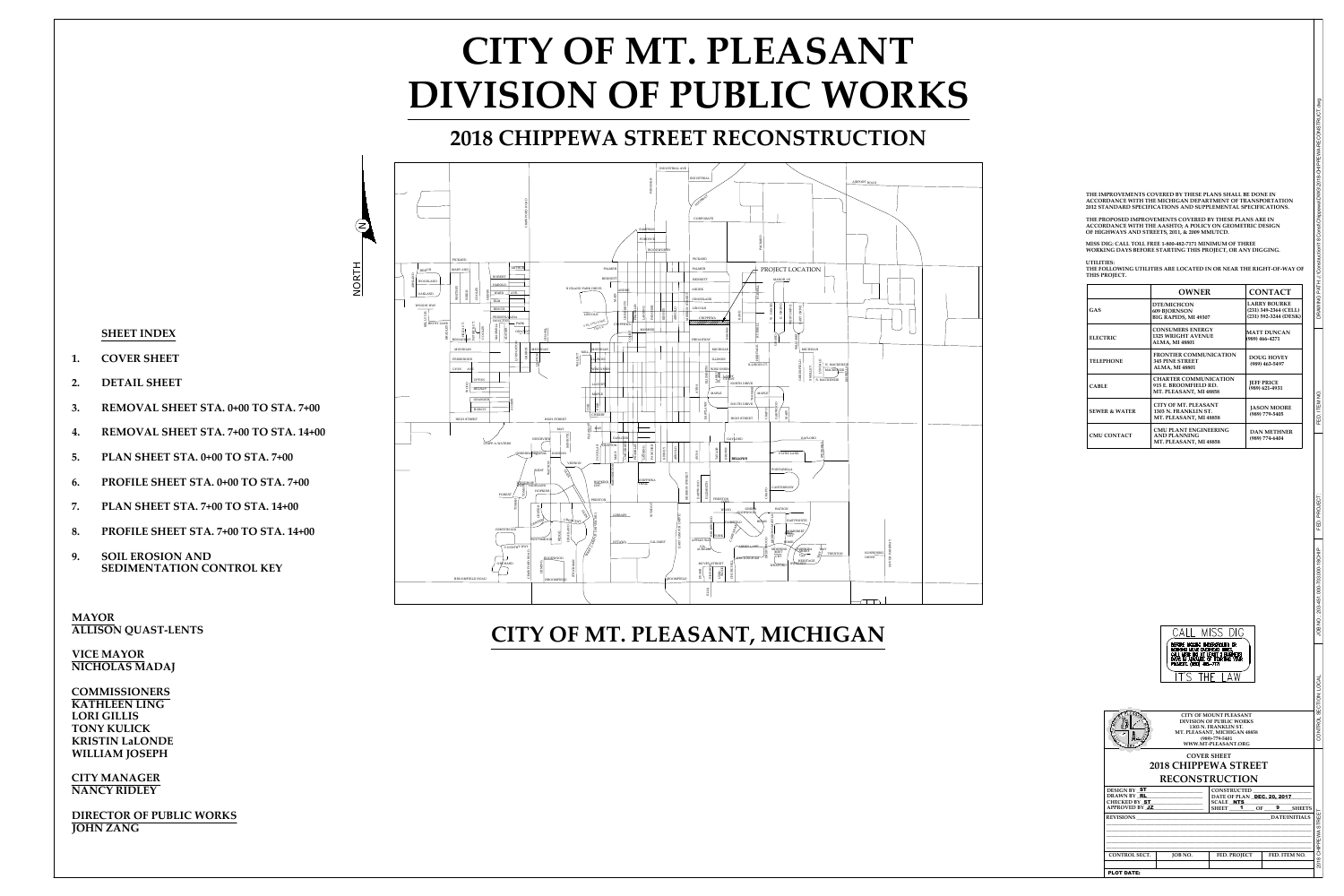# CITY OF MT. PLEASANT
# DIVISION OF PUBLIC WORKS

## 2018 CHIPPEWA STREET RECONSTRUCTION

NORTH

PROJECT LOCATION

## CITY OF MT. PLEASANT, MICHIGAN

### SHEET INDEX

1. COVER SHEET
2. DETAIL SHEET
3. REMOVAL SHEET STA. 0+00 TO STA. 7+00
4. REMOVAL SHEET STA. 7+00 TO STA. 14+00
5. PLAN SHEET STA. 0+00 TO STA. 7+00
6. PROFILE SHEET STA. 0+00 TO STA. 7+00
7. PLAN SHEET STA. 7+00 TO STA. 14+00
8. PROFILE SHEET STA. 7+00 TO STA. 14+00
9. SOIL EROSION AND SEDIMENTATION CONTROL KEY

**MAYOR**
ALLISON QUAST-LENTS

**VICE MAYOR**
NICHOLAS MADAJ

**COMMISSIONERS**
KATHLEEN LING
LORI GILLIS
TONY KULICK
KRISTIN LaLONDE
WILLIAM JOSEPH

**CITY MANAGER**
NANCY RIDLEY

**DIRECTOR OF PUBLIC WORKS**
JOHN ZANG

THE IMPROVEMENTS COVERED BY THESE PLANS SHALL BE DONE IN ACCORDANCE WITH THE MICHIGAN DEPARTMENT OF TRANSPORTATION 2012 STANDARD SPECIFICATIONS AND SUPPLEMENTAL SPECIFICATIONS.

THE PROPOSED IMPROVEMENTS COVERED BY THESE PLANS ARE IN ACCORDANCE WITH THE AASHTO; A POLICY ON GEOMETRIC DESIGN OF HIGHWAYS AND STREETS, 2011, & 2009 MMUTCD.

MISS DIG: CALL TOLL FREE 1-800-482-7171 MINIMUM OF THREE WORKING DAYS BEFORE STARTING THIS PROJECT, OR ANY DIGGING.

UTILITIES:
THE FOLLOWING UTILITIES ARE LOCATED IN OR NEAR THE RIGHT-OF-WAY OF THIS PROJECT.

| | OWNER | CONTACT |
|---|---|---|
| GAS | DTE/MICHCON 609 BJORNSON BIG RAPIDS, MI 49307 | LARRY BOURKE (231) 349-2364 (CELL) (231) 592-3244 (DESK) |
| ELECTRIC | CONSUMERS ENERGY 1325 WRIGHT AVENUE ALMA, MI 48801 | MATT DUNCAN (989) 466-4271 |
| TELEPHONE | FRONTIER COMMUNICATION 345 PINE STREET ALMA, MI 48801 | DOUG HOVEY (989) 463-5497 |
| CABLE | CHARTER COMMUNICATION 915 E. BROOMFIELD RD. MT. PLEASANT, MI 48858 | JEFF PRICE (989) 621-4931 |
| SEWER & WATER | CITY OF MT. PLEASANT 1303 N. FRANKLIN ST. MT. PLEASANT, MI 48858 | JASON MOORE (989) 779-5405 |
| CMU CONTACT | CMU PLANT ENGINEERING AND PLANNING MT. PLEASANT, MI 48858 | DAN METHNER (989) 774-6404 |

CALL MISS DIG
IT'S THE LAW

CITY OF MOUNT PLEASANT
DIVISION OF PUBLIC WORKS
1303 N. FRANKLIN ST.
MT. PLEASANT, MICHIGAN 48858
(989)-779-5401
WWW.MT-PLEASANT.ORG

COVER SHEET
**2018 CHIPPEWA STREET RECONSTRUCTION**

| | |
|---|---|
| DESIGN BY ST | CONSTRUCTED |
| DRAWN BY RL | DATE OF PLAN DEC. 20, 2017 |
| CHECKED BY ST | SCALE NTS |
| APPROVED BY JZ | SHEET 1 OF 9 SHEETS |

REVISIONS DATE/INITIALS

| CONTROL SECT. | JOB NO. | FED. PROJECT | FED. ITEM NO. |
|---|---|---|---|
| | | | |

PLOT DATE: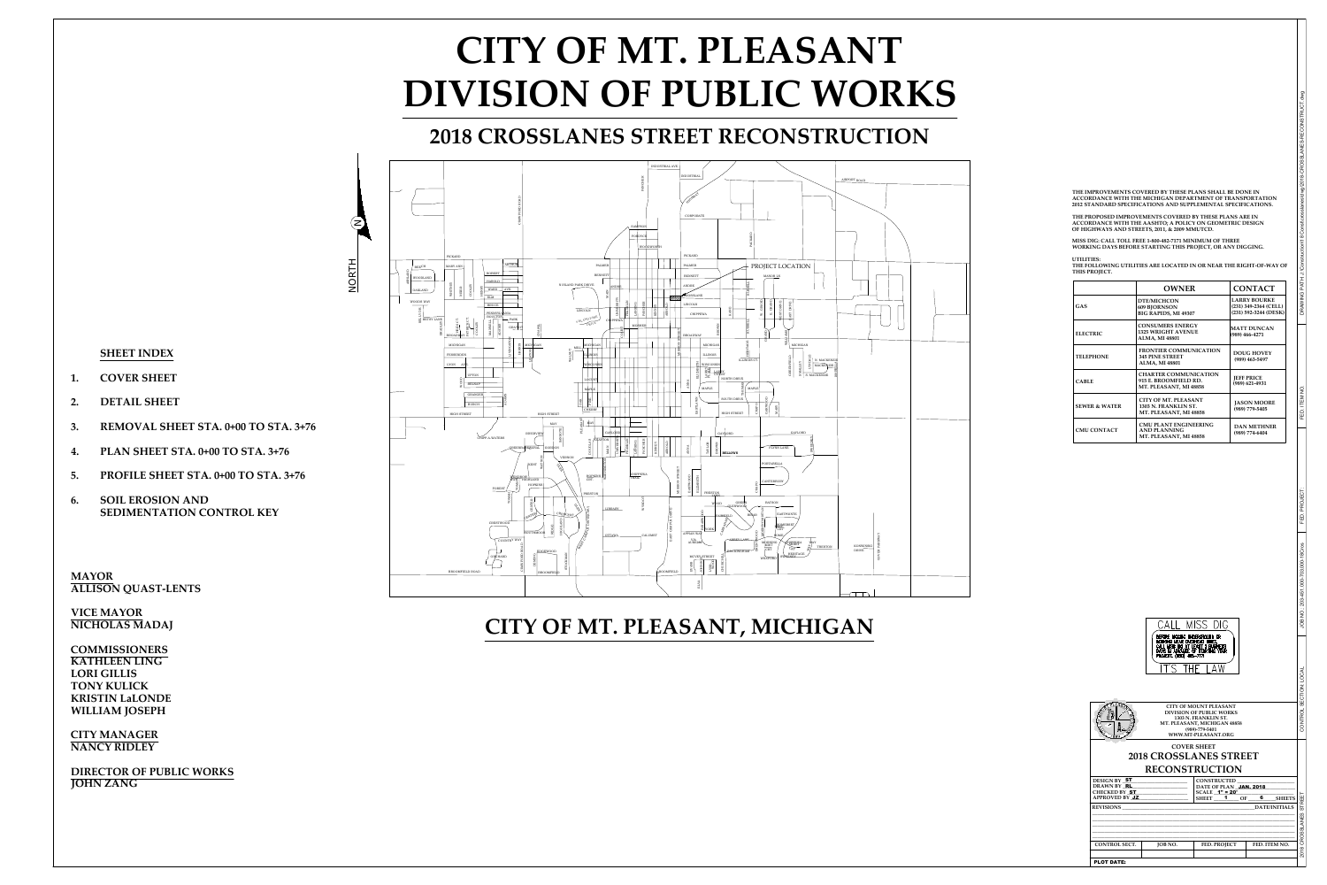# CITY OF MT. PLEASANT DIVISION OF PUBLIC WORKS

## 2018 CROSSLANES STREET RECONSTRUCTION

NORTH

PROJECT LOCATION

## CITY OF MT. PLEASANT, MICHIGAN

**SHEET INDEX**

1. **COVER SHEET**
2. **DETAIL SHEET**
3. **REMOVAL SHEET STA. 0+00 TO STA. 3+76**
4. **PLAN SHEET STA. 0+00 TO STA. 3+76**
5. **PROFILE SHEET STA. 0+00 TO STA. 3+76**
6. **SOIL EROSION AND SEDIMENTATION CONTROL KEY**

**MAYOR**
**ALLISON QUAST-LENTS**

**VICE MAYOR**
**NICHOLAS MADAJ**

**COMMISSIONERS**
**KATHLEEN LING**
**LORI GILLIS**
**TONY KULICK**
**KRISTIN LaLONDE**
**WILLIAM JOSEPH**

**CITY MANAGER**
**NANCY RIDLEY**

**DIRECTOR OF PUBLIC WORKS**
**JOHN ZANG**

THE IMPROVEMENTS COVERED BY THESE PLANS SHALL BE DONE IN ACCORDANCE WITH THE MICHIGAN DEPARTMENT OF TRANSPORTATION 2012 STANDARD SPECIFICATIONS AND SUPPLEMENTAL SPECIFICATIONS.

THE PROPOSED IMPROVEMENTS COVERED BY THESE PLANS ARE IN ACCORDANCE WITH THE AASHTO; A POLICY ON GEOMETRIC DESIGN OF HIGHWAYS AND STREETS, 2011, & 2009 MMUTCD.

MISS DIG: CALL TOLL FREE 1-800-482-7171 MINIMUM OF THREE WORKING DAYS BEFORE STARTING THIS PROJECT, OR ANY DIGGING.

UTILITIES:
THE FOLLOWING UTILITIES ARE LOCATED IN OR NEAR THE RIGHT-OF-WAY OF THIS PROJECT.

| | OWNER | CONTACT |
|---|---|---|
| GAS | DTE/MICHCON<br>609 BJORNSON<br>BIG RAPIDS, MI 49307 | LARRY BOURKE<br>(231) 349-2364 (CELL)<br>(231) 592-3244 (DESK) |
| ELECTRIC | CONSUMERS ENERGY<br>1325 WRIGHT AVENUE<br>ALMA, MI 48801 | MATT DUNCAN<br>(989) 466-4271 |
| TELEPHONE | FRONTIER COMMUNICATION<br>345 PINE STREET<br>ALMA, MI 48801 | DOUG HOVEY<br>(989) 463-5497 |
| CABLE | CHARTER COMMUNICATION<br>915 E. BROOMFIELD RD.<br>MT. PLEASANT, MI 48858 | JEFF PRICE<br>(989) 621-4931 |
| SEWER & WATER | CITY OF MT. PLEASANT<br>1303 N. FRANKLIN ST.<br>MT. PLEASANT, MI 48858 | JASON MOORE<br>(989) 779-5405 |
| CMU CONTACT | CMU PLANT ENGINEERING AND PLANNING<br>MT. PLEASANT, MI 48858 | DAN METHNER<br>(989) 774-6404 |

CALL MISS DIG
IT'S THE LAW

CITY OF MOUNT PLEASANT
DIVISION OF PUBLIC WORKS
1303 N. FRANKLIN ST.
MT. PLEASANT, MICHIGAN 48858
(989) 779-5401
WWW.MT-PLEASANT.ORG

COVER SHEET
**2018 CROSSLANES STREET RECONSTRUCTION**

| | |
|---|---|
| DESIGN BY ST | CONSTRUCTED |
| DRAWN BY RL | DATE OF PLAN JAN. 2018 |
| CHECKED BY ST | SCALE 1" = 20' |
| APPROVED BY JZ | SHEET 1 OF 6 SHEETS |

REVISIONS DATE/INITIALS

| CONTROL SECT. | JOB NO. | FED. PROJECT | FED. ITEM NO. |
|---|---|---|---|
| | | | |

PLOT DATE: